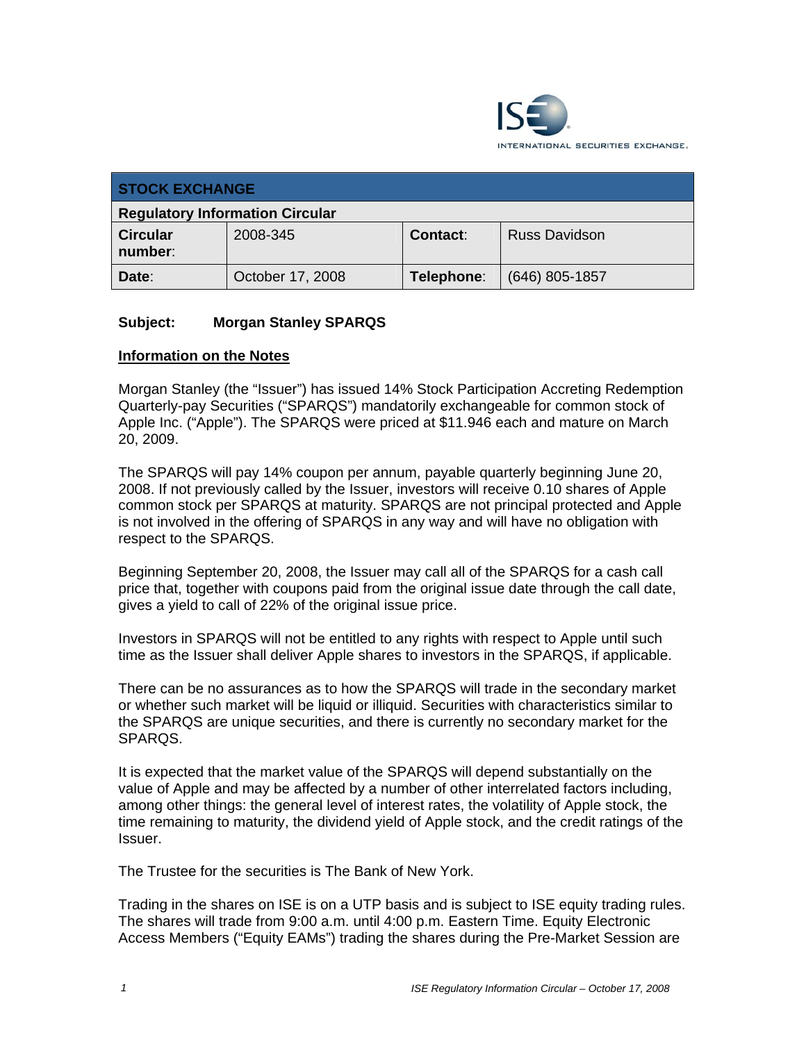| STOCK EXCHANGE | | | |
|---|---|---|---|
| **Regulatory Information Circular** | | | |
| **Circular number**: | 2008-345 | **Contact**: | Russ Davidson |
| **Date**: | October 17, 2008 | **Telephone**: | (646) 805-1857 |

**Subject: Morgan Stanley SPARQS**

## Information on the Notes

Morgan Stanley (the "Issuer") has issued 14% Stock Participation Accreting Redemption Quarterly-pay Securities ("SPARQS") mandatorily exchangeable for common stock of Apple Inc. ("Apple"). The SPARQS were priced at $11.946 each and mature on March 20, 2009.

The SPARQS will pay 14% coupon per annum, payable quarterly beginning June 20, 2008. If not previously called by the Issuer, investors will receive 0.10 shares of Apple common stock per SPARQS at maturity. SPARQS are not principal protected and Apple is not involved in the offering of SPARQS in any way and will have no obligation with respect to the SPARQS.

Beginning September 20, 2008, the Issuer may call all of the SPARQS for a cash call price that, together with coupons paid from the original issue date through the call date, gives a yield to call of 22% of the original issue price.

Investors in SPARQS will not be entitled to any rights with respect to Apple until such time as the Issuer shall deliver Apple shares to investors in the SPARQS, if applicable.

There can be no assurances as to how the SPARQS will trade in the secondary market or whether such market will be liquid or illiquid. Securities with characteristics similar to the SPARQS are unique securities, and there is currently no secondary market for the SPARQS.

It is expected that the market value of the SPARQS will depend substantially on the value of Apple and may be affected by a number of other interrelated factors including, among other things: the general level of interest rates, the volatility of Apple stock, the time remaining to maturity, the dividend yield of Apple stock, and the credit ratings of the Issuer.

The Trustee for the securities is The Bank of New York.

Trading in the shares on ISE is on a UTP basis and is subject to ISE equity trading rules. The shares will trade from 9:00 a.m. until 4:00 p.m. Eastern Time. Equity Electronic Access Members ("Equity EAMs") trading the shares during the Pre-Market Session are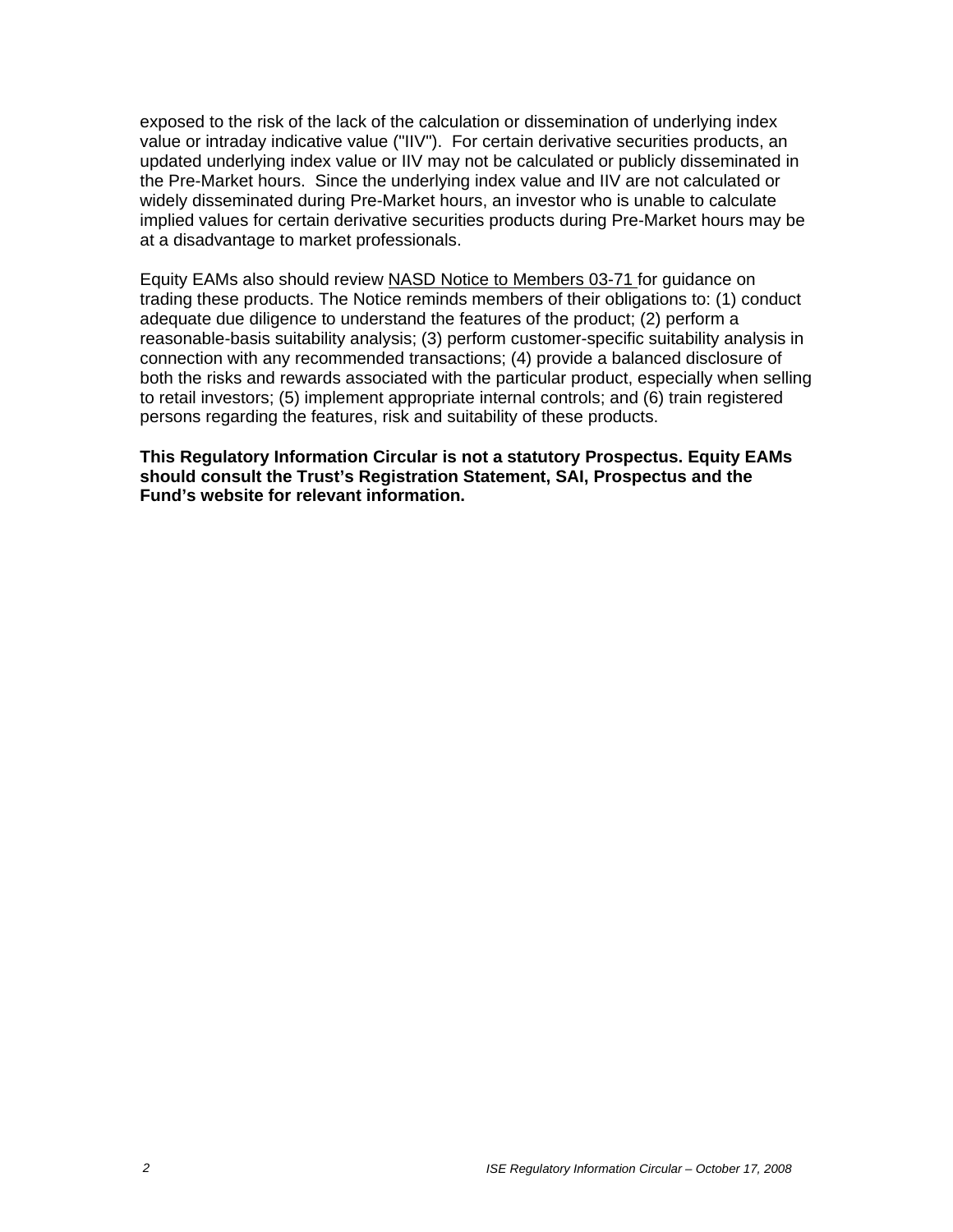exposed to the risk of the lack of the calculation or dissemination of underlying index value or intraday indicative value ("IIV"). For certain derivative securities products, an updated underlying index value or IIV may not be calculated or publicly disseminated in the Pre-Market hours. Since the underlying index value and IIV are not calculated or widely disseminated during Pre-Market hours, an investor who is unable to calculate implied values for certain derivative securities products during Pre-Market hours may be at a disadvantage to market professionals.

Equity EAMs also should review NASD Notice to Members 03-71 for guidance on trading these products. The Notice reminds members of their obligations to: (1) conduct adequate due diligence to understand the features of the product; (2) perform a reasonable-basis suitability analysis; (3) perform customer-specific suitability analysis in connection with any recommended transactions; (4) provide a balanced disclosure of both the risks and rewards associated with the particular product, especially when selling to retail investors; (5) implement appropriate internal controls; and (6) train registered persons regarding the features, risk and suitability of these products.

**This Regulatory Information Circular is not a statutory Prospectus. Equity EAMs should consult the Trust's Registration Statement, SAI, Prospectus and the Fund's website for relevant information.**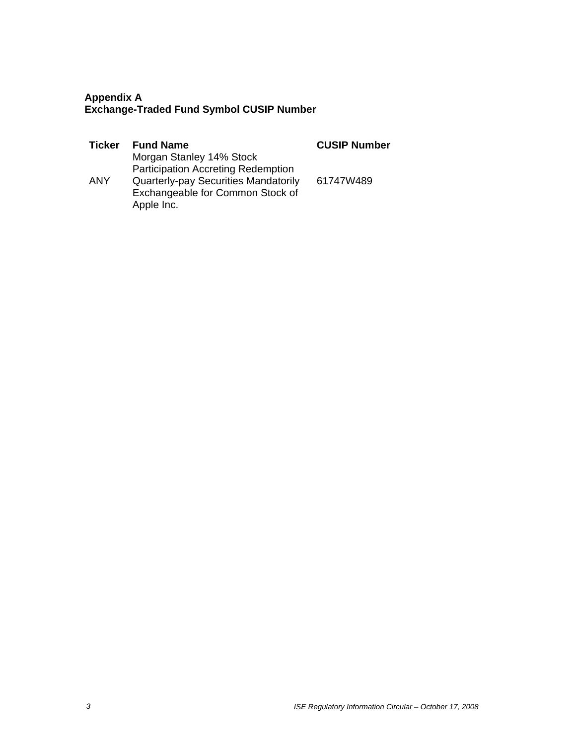**Appendix A**
**Exchange-Traded Fund Symbol CUSIP Number**

| Ticker | Fund Name | CUSIP Number |
|---|---|---|
| ANY | Morgan Stanley 14% Stock Participation Accreting Redemption Quarterly-pay Securities Mandatorily Exchangeable for Common Stock of Apple Inc. | 61747W489 |